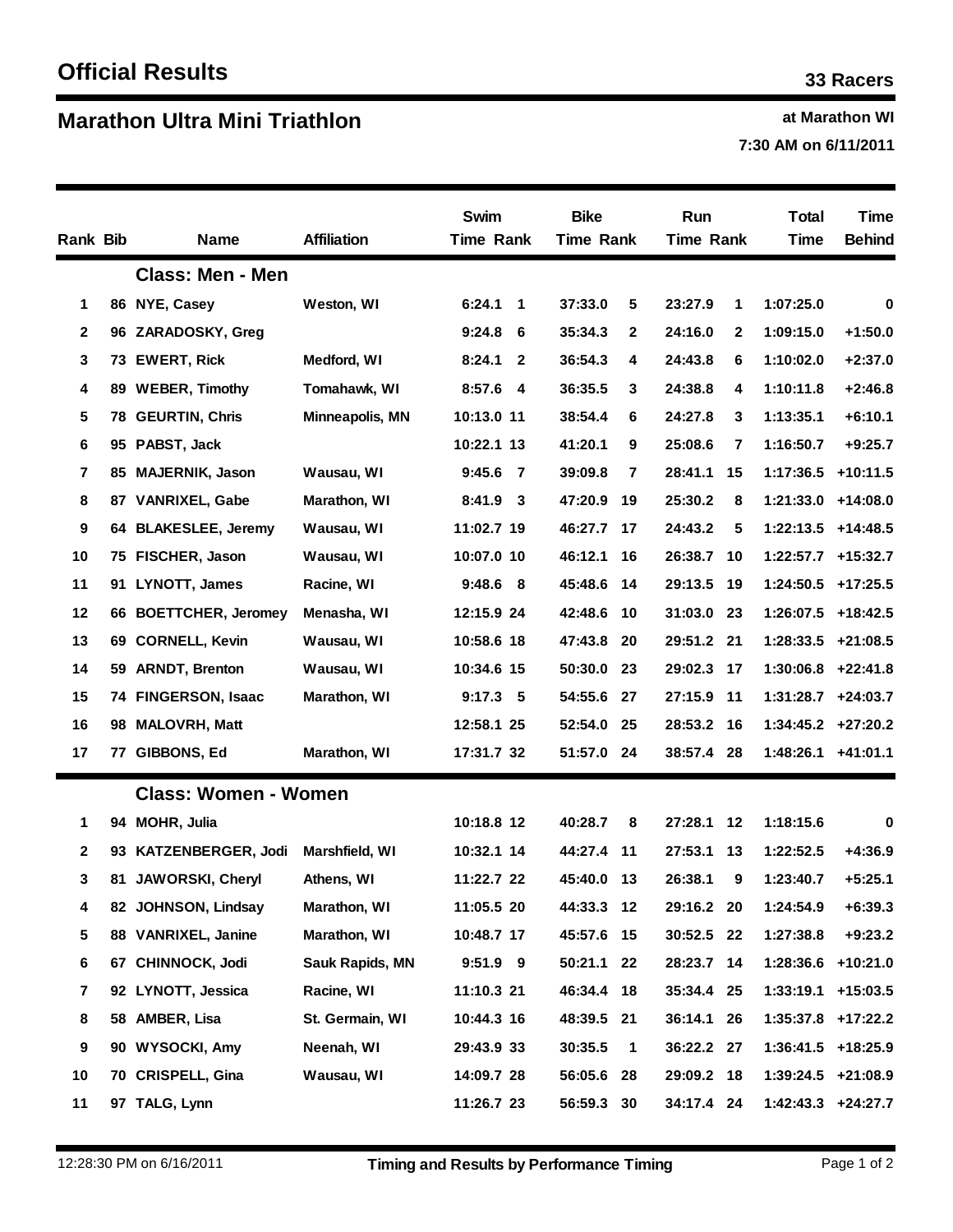# Official Results

**33 Racers**

## Marathon Ultra Mini Triathlon

**at Marathon WI**

**7:30 AM on 6/11/2011**

| Rank | Bib | Name | Affiliation | Swim Time | Swim Rank | Bike Time | Bike Rank | Run Time | Run Rank | Total Time | Time Behind |
|---|---|---|---|---|---|---|---|---|---|---|---|
| | | **Class: Men - Men** | | | | | | | | | |
| 1 | 86 | NYE, Casey | Weston, WI | 6:24.1 | 1 | 37:33.0 | 5 | 23:27.9 | 1 | 1:07:25.0 | 0 |
| 2 | 96 | ZARADOSKY, Greg | | 9:24.8 | 6 | 35:34.3 | 2 | 24:16.0 | 2 | 1:09:15.0 | +1:50.0 |
| 3 | 73 | EWERT, Rick | Medford, WI | 8:24.1 | 2 | 36:54.3 | 4 | 24:43.8 | 6 | 1:10:02.0 | +2:37.0 |
| 4 | 89 | WEBER, Timothy | Tomahawk, WI | 8:57.6 | 4 | 36:35.5 | 3 | 24:38.8 | 4 | 1:10:11.8 | +2:46.8 |
| 5 | 78 | GEURTIN, Chris | Minneapolis, MN | 10:13.0 | 11 | 38:54.4 | 6 | 24:27.8 | 3 | 1:13:35.1 | +6:10.1 |
| 6 | 95 | PABST, Jack | | 10:22.1 | 13 | 41:20.1 | 9 | 25:08.6 | 7 | 1:16:50.7 | +9:25.7 |
| 7 | 85 | MAJERNIK, Jason | Wausau, WI | 9:45.6 | 7 | 39:09.8 | 7 | 28:41.1 | 15 | 1:17:36.5 | +10:11.5 |
| 8 | 87 | VANRIXEL, Gabe | Marathon, WI | 8:41.9 | 3 | 47:20.9 | 19 | 25:30.2 | 8 | 1:21:33.0 | +14:08.0 |
| 9 | 64 | BLAKESLEE, Jeremy | Wausau, WI | 11:02.7 | 19 | 46:27.7 | 17 | 24:43.2 | 5 | 1:22:13.5 | +14:48.5 |
| 10 | 75 | FISCHER, Jason | Wausau, WI | 10:07.0 | 10 | 46:12.1 | 16 | 26:38.7 | 10 | 1:22:57.7 | +15:32.7 |
| 11 | 91 | LYNOTT, James | Racine, WI | 9:48.6 | 8 | 45:48.6 | 14 | 29:13.5 | 19 | 1:24:50.5 | +17:25.5 |
| 12 | 66 | BOETTCHER, Jeromey | Menasha, WI | 12:15.9 | 24 | 42:48.6 | 10 | 31:03.0 | 23 | 1:26:07.5 | +18:42.5 |
| 13 | 69 | CORNELL, Kevin | Wausau, WI | 10:58.6 | 18 | 47:43.8 | 20 | 29:51.2 | 21 | 1:28:33.5 | +21:08.5 |
| 14 | 59 | ARNDT, Brenton | Wausau, WI | 10:34.6 | 15 | 50:30.0 | 23 | 29:02.3 | 17 | 1:30:06.8 | +22:41.8 |
| 15 | 74 | FINGERSON, Isaac | Marathon, WI | 9:17.3 | 5 | 54:55.6 | 27 | 27:15.9 | 11 | 1:31:28.7 | +24:03.7 |
| 16 | 98 | MALOVRH, Matt | | 12:58.1 | 25 | 52:54.0 | 25 | 28:53.2 | 16 | 1:34:45.2 | +27:20.2 |
| 17 | 77 | GIBBONS, Ed | Marathon, WI | 17:31.7 | 32 | 51:57.0 | 24 | 38:57.4 | 28 | 1:48:26.1 | +41:01.1 |
| | | **Class: Women - Women** | | | | | | | | | |
| 1 | 94 | MOHR, Julia | | 10:18.8 | 12 | 40:28.7 | 8 | 27:28.1 | 12 | 1:18:15.6 | 0 |
| 2 | 93 | KATZENBERGER, Jodi | Marshfield, WI | 10:32.1 | 14 | 44:27.4 | 11 | 27:53.1 | 13 | 1:22:52.5 | +4:36.9 |
| 3 | 81 | JAWORSKI, Cheryl | Athens, WI | 11:22.7 | 22 | 45:40.0 | 13 | 26:38.1 | 9 | 1:23:40.7 | +5:25.1 |
| 4 | 82 | JOHNSON, Lindsay | Marathon, WI | 11:05.5 | 20 | 44:33.3 | 12 | 29:16.2 | 20 | 1:24:54.9 | +6:39.3 |
| 5 | 88 | VANRIXEL, Janine | Marathon, WI | 10:48.7 | 17 | 45:57.6 | 15 | 30:52.5 | 22 | 1:27:38.8 | +9:23.2 |
| 6 | 67 | CHINNOCK, Jodi | Sauk Rapids, MN | 9:51.9 | 9 | 50:21.1 | 22 | 28:23.7 | 14 | 1:28:36.6 | +10:21.0 |
| 7 | 92 | LYNOTT, Jessica | Racine, WI | 11:10.3 | 21 | 46:34.4 | 18 | 35:34.4 | 25 | 1:33:19.1 | +15:03.5 |
| 8 | 58 | AMBER, Lisa | St. Germain, WI | 10:44.3 | 16 | 48:39.5 | 21 | 36:14.1 | 26 | 1:35:37.8 | +17:22.2 |
| 9 | 90 | WYSOCKI, Amy | Neenah, WI | 29:43.9 | 33 | 30:35.5 | 1 | 36:22.2 | 27 | 1:36:41.5 | +18:25.9 |
| 10 | 70 | CRISPELL, Gina | Wausau, WI | 14:09.7 | 28 | 56:05.6 | 28 | 29:09.2 | 18 | 1:39:24.5 | +21:08.9 |
| 11 | 97 | TALG, Lynn | | 11:26.7 | 23 | 56:59.3 | 30 | 34:17.4 | 24 | 1:42:43.3 | +24:27.7 |

12:28:30 PM on 6/16/2011 — **Timing and Results by Performance Timing**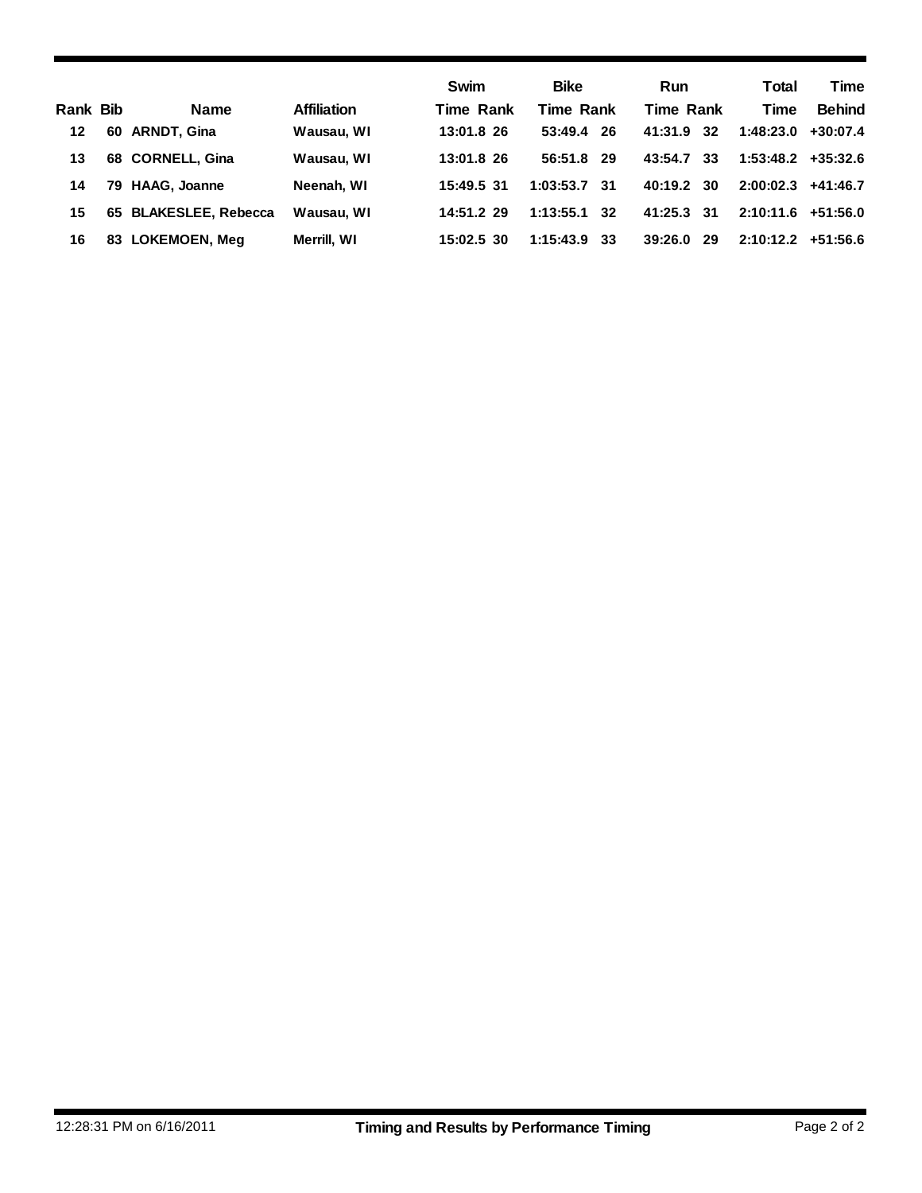| Rank | Bib | Name | Affiliation | Swim Time | Swim Rank | Bike Time | Bike Rank | Run Time | Run Rank | Total Time | Time Behind |
|---|---|---|---|---|---|---|---|---|---|---|---|
| 12 | 60 | ARNDT, Gina | Wausau, WI | 13:01.8 | 26 | 53:49.4 | 26 | 41:31.9 | 32 | 1:48:23.0 | +30:07.4 |
| 13 | 68 | CORNELL, Gina | Wausau, WI | 13:01.8 | 26 | 56:51.8 | 29 | 43:54.7 | 33 | 1:53:48.2 | +35:32.6 |
| 14 | 79 | HAAG, Joanne | Neenah, WI | 15:49.5 | 31 | 1:03:53.7 | 31 | 40:19.2 | 30 | 2:00:02.3 | +41:46.7 |
| 15 | 65 | BLAKESLEE, Rebecca | Wausau, WI | 14:51.2 | 29 | 1:13:55.1 | 32 | 41:25.3 | 31 | 2:10:11.6 | +51:56.0 |
| 16 | 83 | LOKEMOEN, Meg | Merrill, WI | 15:02.5 | 30 | 1:15:43.9 | 33 | 39:26.0 | 29 | 2:10:12.2 | +51:56.6 |

12:28:31 PM on 6/16/2011 Timing and Results by Performance Timing